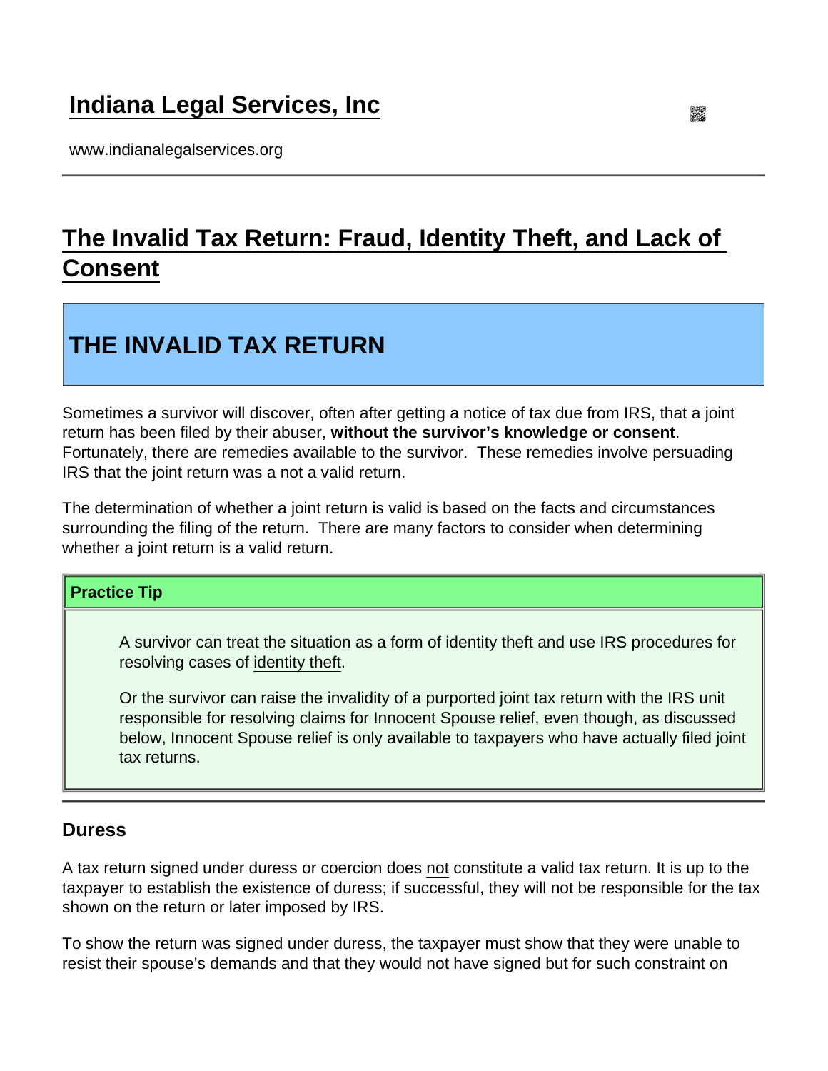# Indiana Legal Services, Inc

www.indianalegalservices.org

## The Invalid Tax Return: Fraud, Identity Theft, and Lack of Consent

## THE INVALID TAX RETURN

Sometimes a survivor will discover, often after getting a notice of tax due from IRS, that a joint return has been filed by their abuser, **without the survivor's knowledge or consent**. Fortunately, there are remedies available to the survivor. These remedies involve persuading IRS that the joint return was a not a valid return.

The determination of whether a joint return is valid is based on the facts and circumstances surrounding the filing of the return. There are many factors to consider when determining whether a joint return is a valid return.

**Practice Tip**

> A survivor can treat the situation as a form of identity theft and use IRS procedures for resolving cases of identity theft.
>
> Or the survivor can raise the invalidity of a purported joint tax return with the IRS unit responsible for resolving claims for Innocent Spouse relief, even though, as discussed below, Innocent Spouse relief is only available to taxpayers who have actually filed joint tax returns.

### Duress

A tax return signed under duress or coercion does not constitute a valid tax return. It is up to the taxpayer to establish the existence of duress; if successful, they will not be responsible for the tax shown on the return or later imposed by IRS.

To show the return was signed under duress, the taxpayer must show that they were unable to resist their spouse's demands and that they would not have signed but for such constraint on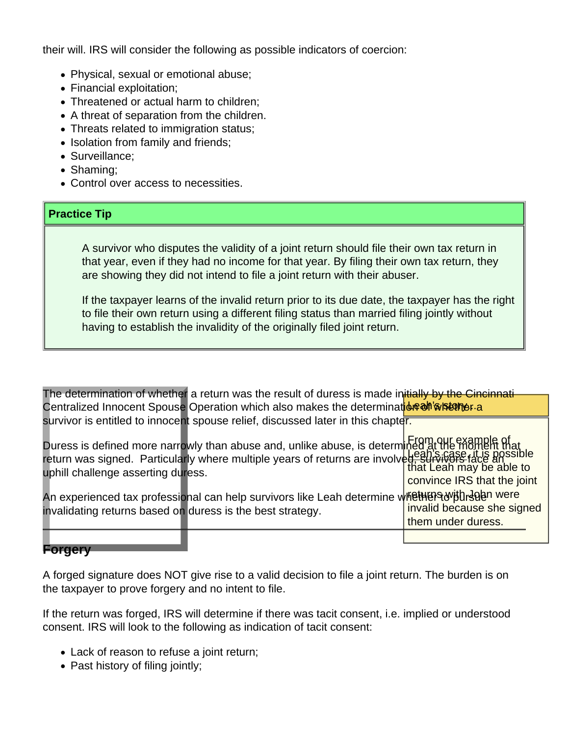their will. IRS will consider the following as possible indicators of coercion:

- Physical, sexual or emotional abuse;
- Financial exploitation;
- Threatened or actual harm to children;
- A threat of separation from the children.
- Threats related to immigration status;
- Isolation from family and friends;
- Surveillance;
- Shaming;
- Control over access to necessities.

**Practice Tip**

> A survivor who disputes the validity of a joint return should file their own tax return in that year, even if they had no income for that year. By filing their own tax return, they are showing they did not intend to file a joint return with their abuser.
>
> If the taxpayer learns of the invalid return prior to its due date, the taxpayer has the right to file their own return using a different filing status than married filing jointly without having to establish the invalidity of the originally filed joint return.

The determination of whether a return was the result of duress is made initially by the Cincinnati Centralized Innocent Spouse Operation which also makes the determination of whether a survivor is entitled to innocent spouse relief, discussed later in this chapter.

Duress is defined more narrowly than abuse and, unlike abuse, is determined at the moment that return was signed. Particularly where multiple years of returns are involved, survivors face an uphill challenge asserting duress.

An experienced tax professional can help survivors like Leah determine whether to pursue invalidating returns based on duress is the best strategy.

**Leah's story**

> From our example of Leah's case, it is possible that Leah may be able to convince IRS that the joint returns with John were invalid because she signed them under duress.

## Forgery

A forged signature does NOT give rise to a valid decision to file a joint return. The burden is on the taxpayer to prove forgery and no intent to file.

If the return was forged, IRS will determine if there was tacit consent, i.e. implied or understood consent. IRS will look to the following as indication of tacit consent:

- Lack of reason to refuse a joint return;
- Past history of filing jointly;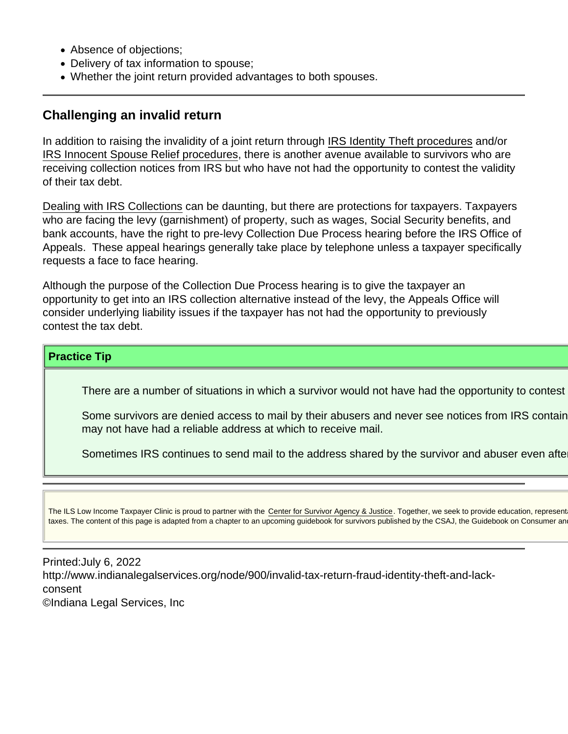- Absence of objections;
- Delivery of tax information to spouse;
- Whether the joint return provided advantages to both spouses.

---

## Challenging an invalid return

In addition to raising the invalidity of a joint return through IRS Identity Theft procedures and/or IRS Innocent Spouse Relief procedures, there is another avenue available to survivors who are receiving collection notices from IRS but who have not had the opportunity to contest the validity of their tax debt.

Dealing with IRS Collections can be daunting, but there are protections for taxpayers. Taxpayers who are facing the levy (garnishment) of property, such as wages, Social Security benefits, and bank accounts, have the right to pre-levy Collection Due Process hearing before the IRS Office of Appeals. These appeal hearings generally take place by telephone unless a taxpayer specifically requests a face to face hearing.

Although the purpose of the Collection Due Process hearing is to give the taxpayer an opportunity to get into an IRS collection alternative instead of the levy, the Appeals Office will consider underlying liability issues if the taxpayer has not had the opportunity to previously contest the tax debt.

**Practice Tip**

> There are a number of situations in which a survivor would not have had the opportunity to contest
>
> Some survivors are denied access to mail by their abusers and never see notices from IRS contain may not have had a reliable address at which to receive mail.
>
> Sometimes IRS continues to send mail to the address shared by the survivor and abuser even afte

---

The ILS Low Income Taxpayer Clinic is proud to partner with the Center for Survivor Agency & Justice. Together, we seek to provide education, represent taxes. The content of this page is adapted from a chapter to an upcoming guidebook for survivors published by the CSAJ, the Guidebook on Consumer an

---

Printed:July 6, 2022
http://www.indianalegalservices.org/node/900/invalid-tax-return-fraud-identity-theft-and-lack-consent
©Indiana Legal Services, Inc